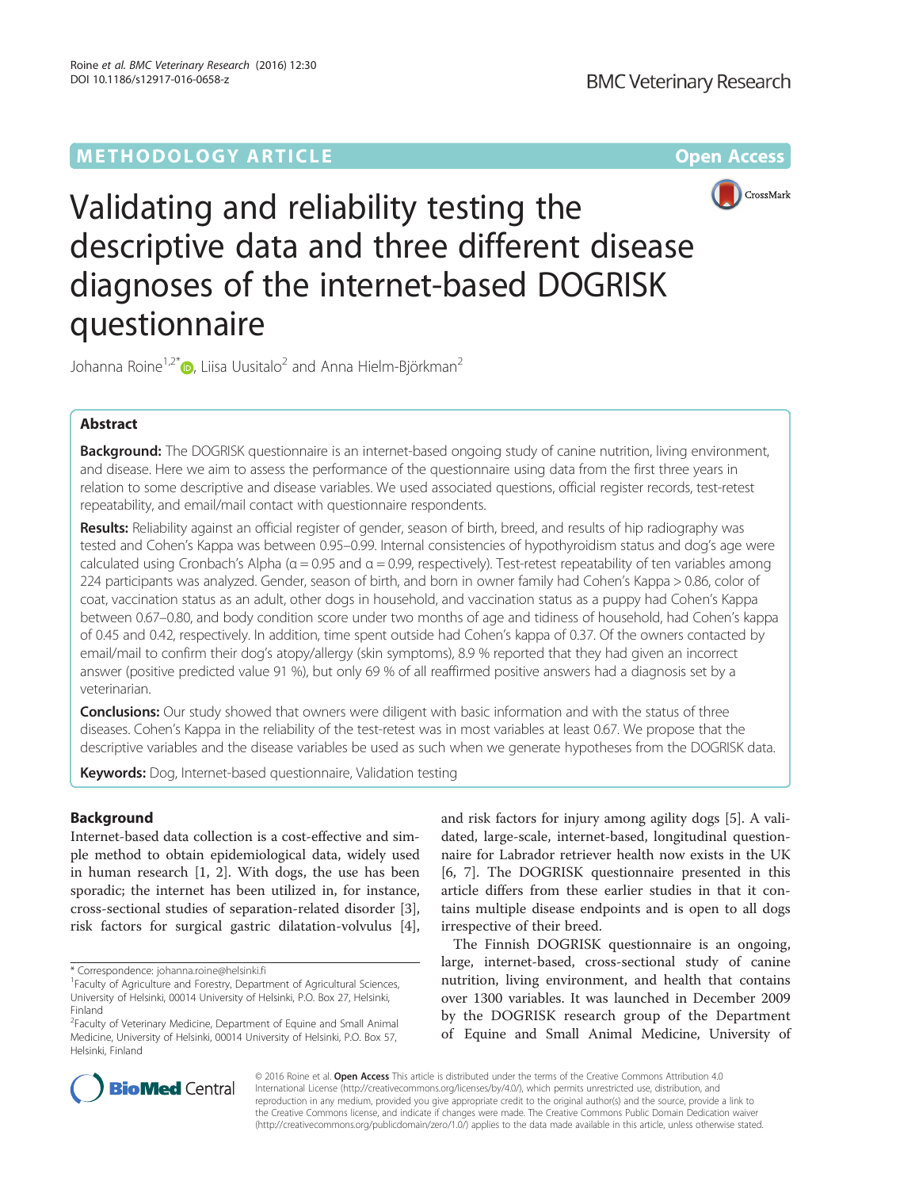METHODOLOGY ARTICLE

Open Access

# Validating and reliability testing the descriptive data and three different disease diagnoses of the internet-based DOGRISK questionnaire

Johanna Roine[1,2*], Liisa Uusitalo[2] and Anna Hielm-Björkman[2]

## Abstract

**Background:** The DOGRISK questionnaire is an internet-based ongoing study of canine nutrition, living environment, and disease. Here we aim to assess the performance of the questionnaire using data from the first three years in relation to some descriptive and disease variables. We used associated questions, official register records, test-retest repeatability, and email/mail contact with questionnaire respondents.

**Results:** Reliability against an official register of gender, season of birth, breed, and results of hip radiography was tested and Cohen's Kappa was between 0.95–0.99. Internal consistencies of hypothyroidism status and dog's age were calculated using Cronbach's Alpha (α = 0.95 and α = 0.99, respectively). Test-retest repeatability of ten variables among 224 participants was analyzed. Gender, season of birth, and born in owner family had Cohen's Kappa > 0.86, color of coat, vaccination status as an adult, other dogs in household, and vaccination status as a puppy had Cohen's Kappa between 0.67–0.80, and body condition score under two months of age and tidiness of household, had Cohen's kappa of 0.45 and 0.42, respectively. In addition, time spent outside had Cohen's kappa of 0.37. Of the owners contacted by email/mail to confirm their dog's atopy/allergy (skin symptoms), 8.9 % reported that they had given an incorrect answer (positive predicted value 91 %), but only 69 % of all reaffirmed positive answers had a diagnosis set by a veterinarian.

**Conclusions:** Our study showed that owners were diligent with basic information and with the status of three diseases. Cohen's Kappa in the reliability of the test-retest was in most variables at least 0.67. We propose that the descriptive variables and the disease variables be used as such when we generate hypotheses from the DOGRISK data.

**Keywords:** Dog, Internet-based questionnaire, Validation testing

## Background

Internet-based data collection is a cost-effective and simple method to obtain epidemiological data, widely used in human research [1, 2]. With dogs, the use has been sporadic; the internet has been utilized in, for instance, cross-sectional studies of separation-related disorder [3], risk factors for surgical gastric dilatation-volvulus [4], and risk factors for injury among agility dogs [5]. A validated, large-scale, internet-based, longitudinal questionnaire for Labrador retriever health now exists in the UK [6, 7]. The DOGRISK questionnaire presented in this article differs from these earlier studies in that it contains multiple disease endpoints and is open to all dogs irrespective of their breed.

The Finnish DOGRISK questionnaire is an ongoing, large, internet-based, cross-sectional study of canine nutrition, living environment, and health that contains over 1300 variables. It was launched in December 2009 by the DOGRISK research group of the Department of Equine and Small Animal Medicine, University of

\* Correspondence: johanna.roine@helsinki.fi

[1]Faculty of Agriculture and Forestry, Department of Agricultural Sciences, University of Helsinki, 00014 University of Helsinki, P.O. Box 27, Helsinki, Finland

[2]Faculty of Veterinary Medicine, Department of Equine and Small Animal Medicine, University of Helsinki, 00014 University of Helsinki, P.O. Box 57, Helsinki, Finland

© 2016 Roine et al. **Open Access** This article is distributed under the terms of the Creative Commons Attribution 4.0 International License (http://creativecommons.org/licenses/by/4.0/), which permits unrestricted use, distribution, and reproduction in any medium, provided you give appropriate credit to the original author(s) and the source, provide a link to the Creative Commons license, and indicate if changes were made. The Creative Commons Public Domain Dedication waiver (http://creativecommons.org/publicdomain/zero/1.0/) applies to the data made available in this article, unless otherwise stated.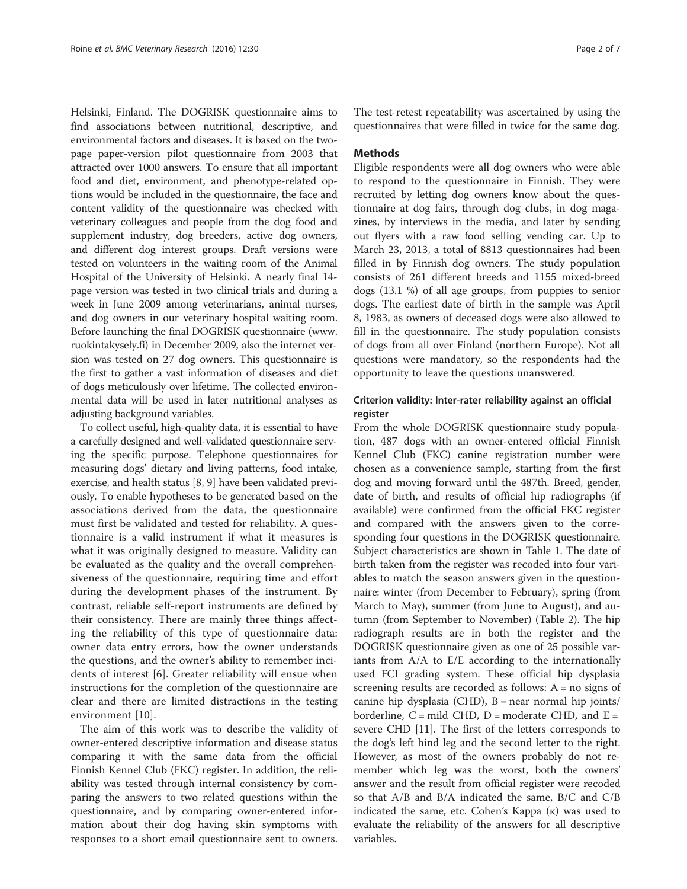Helsinki, Finland. The DOGRISK questionnaire aims to find associations between nutritional, descriptive, and environmental factors and diseases. It is based on the two-page paper-version pilot questionnaire from 2003 that attracted over 1000 answers. To ensure that all important food and diet, environment, and phenotype-related options would be included in the questionnaire, the face and content validity of the questionnaire was checked with veterinary colleagues and people from the dog food and supplement industry, dog breeders, active dog owners, and different dog interest groups. Draft versions were tested on volunteers in the waiting room of the Animal Hospital of the University of Helsinki. A nearly final 14-page version was tested in two clinical trials and during a week in June 2009 among veterinarians, animal nurses, and dog owners in our veterinary hospital waiting room. Before launching the final DOGRISK questionnaire (www.ruokintakysely.fi) in December 2009, also the internet version was tested on 27 dog owners. This questionnaire is the first to gather a vast information of diseases and diet of dogs meticulously over lifetime. The collected environmental data will be used in later nutritional analyses as adjusting background variables.

To collect useful, high-quality data, it is essential to have a carefully designed and well-validated questionnaire serving the specific purpose. Telephone questionnaires for measuring dogs' dietary and living patterns, food intake, exercise, and health status [8, 9] have been validated previously. To enable hypotheses to be generated based on the associations derived from the data, the questionnaire must first be validated and tested for reliability. A questionnaire is a valid instrument if what it measures is what it was originally designed to measure. Validity can be evaluated as the quality and the overall comprehensiveness of the questionnaire, requiring time and effort during the development phases of the instrument. By contrast, reliable self-report instruments are defined by their consistency. There are mainly three things affecting the reliability of this type of questionnaire data: owner data entry errors, how the owner understands the questions, and the owner's ability to remember incidents of interest [6]. Greater reliability will ensue when instructions for the completion of the questionnaire are clear and there are limited distractions in the testing environment [10].

The aim of this work was to describe the validity of owner-entered descriptive information and disease status comparing it with the same data from the official Finnish Kennel Club (FKC) register. In addition, the reliability was tested through internal consistency by comparing the answers to two related questions within the questionnaire, and by comparing owner-entered information about their dog having skin symptoms with responses to a short email questionnaire sent to owners. The test-retest repeatability was ascertained by using the questionnaires that were filled in twice for the same dog.

## Methods

Eligible respondents were all dog owners who were able to respond to the questionnaire in Finnish. They were recruited by letting dog owners know about the questionnaire at dog fairs, through dog clubs, in dog magazines, by interviews in the media, and later by sending out flyers with a raw food selling vending car. Up to March 23, 2013, a total of 8813 questionnaires had been filled in by Finnish dog owners. The study population consists of 261 different breeds and 1155 mixed-breed dogs (13.1 %) of all age groups, from puppies to senior dogs. The earliest date of birth in the sample was April 8, 1983, as owners of deceased dogs were also allowed to fill in the questionnaire. The study population consists of dogs from all over Finland (northern Europe). Not all questions were mandatory, so the respondents had the opportunity to leave the questions unanswered.

### Criterion validity: Inter-rater reliability against an official register

From the whole DOGRISK questionnaire study population, 487 dogs with an owner-entered official Finnish Kennel Club (FKC) canine registration number were chosen as a convenience sample, starting from the first dog and moving forward until the 487th. Breed, gender, date of birth, and results of official hip radiographs (if available) were confirmed from the official FKC register and compared with the answers given to the corresponding four questions in the DOGRISK questionnaire. Subject characteristics are shown in Table 1. The date of birth taken from the register was recoded into four variables to match the season answers given in the questionnaire: winter (from December to February), spring (from March to May), summer (from June to August), and autumn (from September to November) (Table 2). The hip radiograph results are in both the register and the DOGRISK questionnaire given as one of 25 possible variants from A/A to E/E according to the internationally used FCI grading system. These official hip dysplasia screening results are recorded as follows: A = no signs of canine hip dysplasia (CHD), B = near normal hip joints/borderline, C = mild CHD, D = moderate CHD, and E = severe CHD [11]. The first of the letters corresponds to the dog's left hind leg and the second letter to the right. However, as most of the owners probably do not remember which leg was the worst, both the owners' answer and the result from official register were recoded so that A/B and B/A indicated the same, B/C and C/B indicated the same, etc. Cohen's Kappa (κ) was used to evaluate the reliability of the answers for all descriptive variables.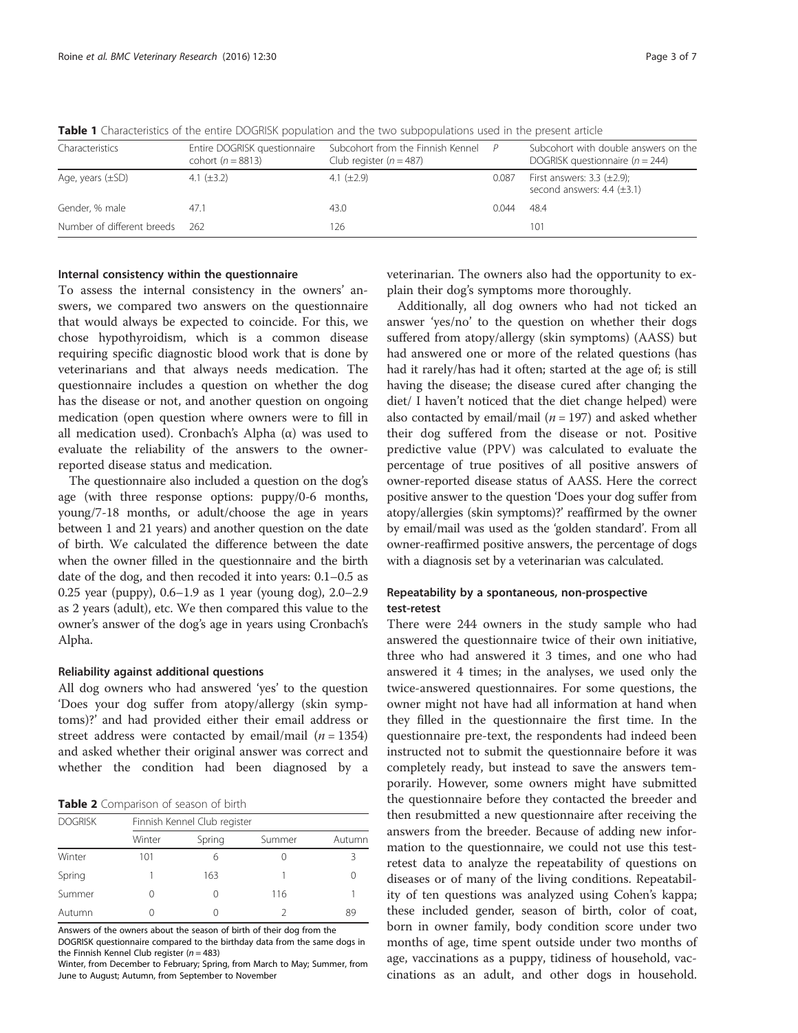**Table 1** Characteristics of the entire DOGRISK population and the two subpopulations used in the present article

| Characteristics | Entire DOGRISK questionnaire cohort ($n = 8813$) | Subcohort from the Finnish Kennel Club register ($n = 487$) | $P$ | Subcohort with double answers on the DOGRISK questionnaire ($n = 244$) |
|---|---|---|---|---|
| Age, years (±SD) | 4.1 (±3.2) | 4.1 (±2.9) | 0.087 | First answers: 3.3 (±2.9); second answers: 4.4 (±3.1) |
| Gender, % male | 47.1 | 43.0 | 0.044 | 48.4 |
| Number of different breeds | 262 | 126 | | 101 |

#### Internal consistency within the questionnaire

To assess the internal consistency in the owners' answers, we compared two answers on the questionnaire that would always be expected to coincide. For this, we chose hypothyroidism, which is a common disease requiring specific diagnostic blood work that is done by veterinarians and that always needs medication. The questionnaire includes a question on whether the dog has the disease or not, and another question on ongoing medication (open question where owners were to fill in all medication used). Cronbach's Alpha (α) was used to evaluate the reliability of the answers to the owner-reported disease status and medication.

The questionnaire also included a question on the dog's age (with three response options: puppy/0-6 months, young/7-18 months, or adult/choose the age in years between 1 and 21 years) and another question on the date of birth. We calculated the difference between the date when the owner filled in the questionnaire and the birth date of the dog, and then recoded it into years: 0.1–0.5 as 0.25 year (puppy), 0.6–1.9 as 1 year (young dog), 2.0–2.9 as 2 years (adult), etc. We then compared this value to the owner's answer of the dog's age in years using Cronbach's Alpha.

#### Reliability against additional questions

All dog owners who had answered 'yes' to the question 'Does your dog suffer from atopy/allergy (skin symptoms)?' and had provided either their email address or street address were contacted by email/mail ($n = 1354$) and asked whether their original answer was correct and whether the condition had been diagnosed by a veterinarian. The owners also had the opportunity to explain their dog's symptoms more thoroughly.

Additionally, all dog owners who had not ticked an answer 'yes/no' to the question on whether their dogs suffered from atopy/allergy (skin symptoms) (AASS) but had answered one or more of the related questions (has had it rarely/has had it often; started at the age of; is still having the disease; the disease cured after changing the diet/ I haven't noticed that the diet change helped) were also contacted by email/mail ($n = 197$) and asked whether their dog suffered from the disease or not. Positive predictive value (PPV) was calculated to evaluate the percentage of true positives of all positive answers of owner-reported disease status of AASS. Here the correct positive answer to the question 'Does your dog suffer from atopy/allergies (skin symptoms)?' reaffirmed by the owner by email/mail was used as the 'golden standard'. From all owner-reaffirmed positive answers, the percentage of dogs with a diagnosis set by a veterinarian was calculated.

**Table 2** Comparison of season of birth

| DOGRISK | Finnish Kennel Club register | | | |
|---|---|---|---|---|
| | Winter | Spring | Summer | Autumn |
| Winter | 101 | 6 | 0 | 3 |
| Spring | 1 | 163 | 1 | 0 |
| Summer | 0 | 0 | 116 | 1 |
| Autumn | 0 | 0 | 2 | 89 |

Answers of the owners about the season of birth of their dog from the DOGRISK questionnaire compared to the birthday data from the same dogs in the Finnish Kennel Club register ($n = 483$)

Winter, from December to February; Spring, from March to May; Summer, from June to August; Autumn, from September to November

#### Repeatability by a spontaneous, non-prospective test-retest

There were 244 owners in the study sample who had answered the questionnaire twice of their own initiative, three who had answered it 3 times, and one who had answered it 4 times; in the analyses, we used only the twice-answered questionnaires. For some questions, the owner might not have had all information at hand when they filled in the questionnaire the first time. In the questionnaire pre-text, the respondents had indeed been instructed not to submit the questionnaire before it was completely ready, but instead to save the answers temporarily. However, some owners might have submitted the questionnaire before they contacted the breeder and then resubmitted a new questionnaire after receiving the answers from the breeder. Because of adding new information to the questionnaire, we could not use this test-retest data to analyze the repeatability of questions on diseases or of many of the living conditions. Repeatability of ten questions was analyzed using Cohen's kappa; these included gender, season of birth, color of coat, born in owner family, body condition score under two months of age, time spent outside under two months of age, vaccinations as a puppy, tidiness of household, vaccinations as an adult, and other dogs in household.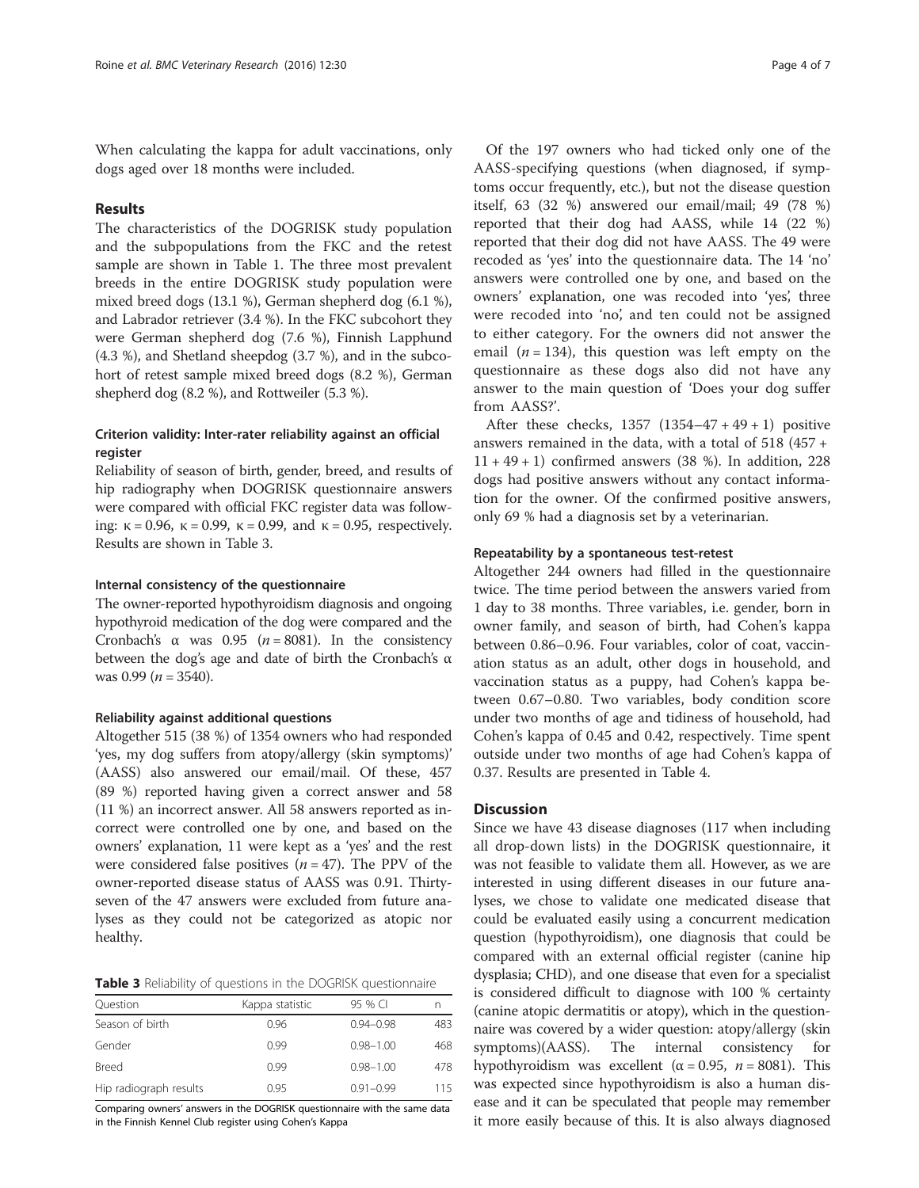When calculating the kappa for adult vaccinations, only dogs aged over 18 months were included.

## Results

The characteristics of the DOGRISK study population and the subpopulations from the FKC and the retest sample are shown in Table 1. The three most prevalent breeds in the entire DOGRISK study population were mixed breed dogs (13.1 %), German shepherd dog (6.1 %), and Labrador retriever (3.4 %). In the FKC subcohort they were German shepherd dog (7.6 %), Finnish Lapphund (4.3 %), and Shetland sheepdog (3.7 %), and in the subcohort of retest sample mixed breed dogs (8.2 %), German shepherd dog (8.2 %), and Rottweiler (5.3 %).

### Criterion validity: Inter-rater reliability against an official register

Reliability of season of birth, gender, breed, and results of hip radiography when DOGRISK questionnaire answers were compared with official FKC register data was following: $\kappa = 0.96$, $\kappa = 0.99$, $\kappa = 0.99$, and $\kappa = 0.95$, respectively. Results are shown in Table 3.

### Internal consistency of the questionnaire

The owner-reported hypothyroidism diagnosis and ongoing hypothyroid medication of the dog were compared and the Cronbach's $\alpha$ was 0.95 ($n = 8081$). In the consistency between the dog's age and date of birth the Cronbach's $\alpha$ was 0.99 ($n = 3540$).

### Reliability against additional questions

Altogether 515 (38 %) of 1354 owners who had responded 'yes, my dog suffers from atopy/allergy (skin symptoms)' (AASS) also answered our email/mail. Of these, 457 (89 %) reported having given a correct answer and 58 (11 %) an incorrect answer. All 58 answers reported as incorrect were controlled one by one, and based on the owners' explanation, 11 were kept as a 'yes' and the rest were considered false positives ($n = 47$). The PPV of the owner-reported disease status of AASS was 0.91. Thirty-seven of the 47 answers were excluded from future analyses as they could not be categorized as atopic nor healthy.

**Table 3** Reliability of questions in the DOGRISK questionnaire

| Question | Kappa statistic | 95 % CI | n |
|---|---|---|---|
| Season of birth | 0.96 | 0.94–0.98 | 483 |
| Gender | 0.99 | 0.98–1.00 | 468 |
| Breed | 0.99 | 0.98–1.00 | 478 |
| Hip radiograph results | 0.95 | 0.91–0.99 | 115 |

Comparing owners' answers in the DOGRISK questionnaire with the same data in the Finnish Kennel Club register using Cohen's Kappa

Of the 197 owners who had ticked only one of the AASS-specifying questions (when diagnosed, if symptoms occur frequently, etc.), but not the disease question itself, 63 (32 %) answered our email/mail; 49 (78 %) reported that their dog had AASS, while 14 (22 %) reported that their dog did not have AASS. The 49 were recoded as 'yes' into the questionnaire data. The 14 'no' answers were controlled one by one, and based on the owners' explanation, one was recoded into 'yes', three were recoded into 'no', and ten could not be assigned to either category. For the owners did not answer the email ($n = 134$), this question was left empty on the questionnaire as these dogs also did not have any answer to the main question of 'Does your dog suffer from AASS?'.

After these checks, 1357 (1354–47 + 49 + 1) positive answers remained in the data, with a total of 518 (457 + 11 + 49 + 1) confirmed answers (38 %). In addition, 228 dogs had positive answers without any contact information for the owner. Of the confirmed positive answers, only 69 % had a diagnosis set by a veterinarian.

### Repeatability by a spontaneous test-retest

Altogether 244 owners had filled in the questionnaire twice. The time period between the answers varied from 1 day to 38 months. Three variables, i.e. gender, born in owner family, and season of birth, had Cohen's kappa between 0.86–0.96. Four variables, color of coat, vaccination status as an adult, other dogs in household, and vaccination status as a puppy, had Cohen's kappa between 0.67–0.80. Two variables, body condition score under two months of age and tidiness of household, had Cohen's kappa of 0.45 and 0.42, respectively. Time spent outside under two months of age had Cohen's kappa of 0.37. Results are presented in Table 4.

## Discussion

Since we have 43 disease diagnoses (117 when including all drop-down lists) in the DOGRISK questionnaire, it was not feasible to validate them all. However, as we are interested in using different diseases in our future analyses, we chose to validate one medicated disease that could be evaluated easily using a concurrent medication question (hypothyroidism), one diagnosis that could be compared with an external official register (canine hip dysplasia; CHD), and one disease that even for a specialist is considered difficult to diagnose with 100 % certainty (canine atopic dermatitis or atopy), which in the questionnaire was covered by a wider question: atopy/allergy (skin symptoms)(AASS). The internal consistency for hypothyroidism was excellent ($\alpha = 0.95$, $n = 8081$). This was expected since hypothyroidism is also a human disease and it can be speculated that people may remember it more easily because of this. It is also always diagnosed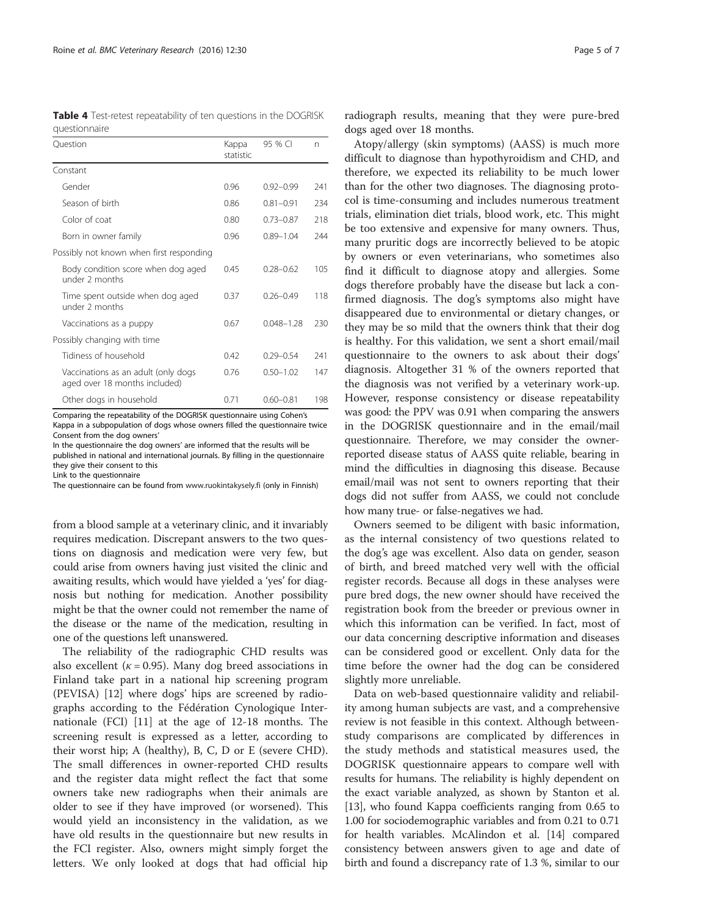**Table 4** Test-retest repeatability of ten questions in the DOGRISK questionnaire

| Question | Kappa statistic | 95 % CI | n |
|---|---|---|---|
| Constant | | | |
| Gender | 0.96 | 0.92–0.99 | 241 |
| Season of birth | 0.86 | 0.81–0.91 | 234 |
| Color of coat | 0.80 | 0.73–0.87 | 218 |
| Born in owner family | 0.96 | 0.89–1.04 | 244 |
| Possibly not known when first responding | | | |
| Body condition score when dog aged under 2 months | 0.45 | 0.28–0.62 | 105 |
| Time spent outside when dog aged under 2 months | 0.37 | 0.26–0.49 | 118 |
| Vaccinations as a puppy | 0.67 | 0.048–1.28 | 230 |
| Possibly changing with time | | | |
| Tidiness of household | 0.42 | 0.29–0.54 | 241 |
| Vaccinations as an adult (only dogs aged over 18 months included) | 0.76 | 0.50–1.02 | 147 |
| Other dogs in household | 0.71 | 0.60–0.81 | 198 |

Comparing the repeatability of the DOGRISK questionnaire using Cohen's Kappa in a subpopulation of dogs whose owners filled the questionnaire twice

Consent from the dog owners'

In the questionnaire the dog owners' are informed that the results will be published in national and international journals. By filling in the questionnaire they give their consent to this

Link to the questionnaire

The questionnaire can be found from www.ruokintakysely.fi (only in Finnish)

from a blood sample at a veterinary clinic, and it invariably requires medication. Discrepant answers to the two questions on diagnosis and medication were very few, but could arise from owners having just visited the clinic and awaiting results, which would have yielded a 'yes' for diagnosis but nothing for medication. Another possibility might be that the owner could not remember the name of the disease or the name of the medication, resulting in one of the questions left unanswered.

The reliability of the radiographic CHD results was also excellent ($\kappa = 0.95$). Many dog breed associations in Finland take part in a national hip screening program (PEVISA) [12] where dogs' hips are screened by radiographs according to the Fédération Cynologique Internationale (FCI) [11] at the age of 12-18 months. The screening result is expressed as a letter, according to their worst hip; A (healthy), B, C, D or E (severe CHD). The small differences in owner-reported CHD results and the register data might reflect the fact that some owners take new radiographs when their animals are older to see if they have improved (or worsened). This would yield an inconsistency in the validation, as we have old results in the questionnaire but new results in the FCI register. Also, owners might simply forget the letters. We only looked at dogs that had official hip radiograph results, meaning that they were pure-bred dogs aged over 18 months.

Atopy/allergy (skin symptoms) (AASS) is much more difficult to diagnose than hypothyroidism and CHD, and therefore, we expected its reliability to be much lower than for the other two diagnoses. The diagnosing protocol is time-consuming and includes numerous treatment trials, elimination diet trials, blood work, etc. This might be too extensive and expensive for many owners. Thus, many pruritic dogs are incorrectly believed to be atopic by owners or even veterinarians, who sometimes also find it difficult to diagnose atopy and allergies. Some dogs therefore probably have the disease but lack a confirmed diagnosis. The dog's symptoms also might have disappeared due to environmental or dietary changes, or they may be so mild that the owners think that their dog is healthy. For this validation, we sent a short email/mail questionnaire to the owners to ask about their dogs' diagnosis. Altogether 31 % of the owners reported that the diagnosis was not verified by a veterinary work-up. However, response consistency or disease repeatability was good: the PPV was 0.91 when comparing the answers in the DOGRISK questionnaire and in the email/mail questionnaire. Therefore, we may consider the owner-reported disease status of AASS quite reliable, bearing in mind the difficulties in diagnosing this disease. Because email/mail was not sent to owners reporting that their dogs did not suffer from AASS, we could not conclude how many true- or false-negatives we had.

Owners seemed to be diligent with basic information, as the internal consistency of two questions related to the dog's age was excellent. Also data on gender, season of birth, and breed matched very well with the official register records. Because all dogs in these analyses were pure bred dogs, the new owner should have received the registration book from the breeder or previous owner in which this information can be verified. In fact, most of our data concerning descriptive information and diseases can be considered good or excellent. Only data for the time before the owner had the dog can be considered slightly more unreliable.

Data on web-based questionnaire validity and reliability among human subjects are vast, and a comprehensive review is not feasible in this context. Although between-study comparisons are complicated by differences in the study methods and statistical measures used, the DOGRISK questionnaire appears to compare well with results for humans. The reliability is highly dependent on the exact variable analyzed, as shown by Stanton et al. [13], who found Kappa coefficients ranging from 0.65 to 1.00 for sociodemographic variables and from 0.21 to 0.71 for health variables. McAlindon et al. [14] compared consistency between answers given to age and date of birth and found a discrepancy rate of 1.3 %, similar to our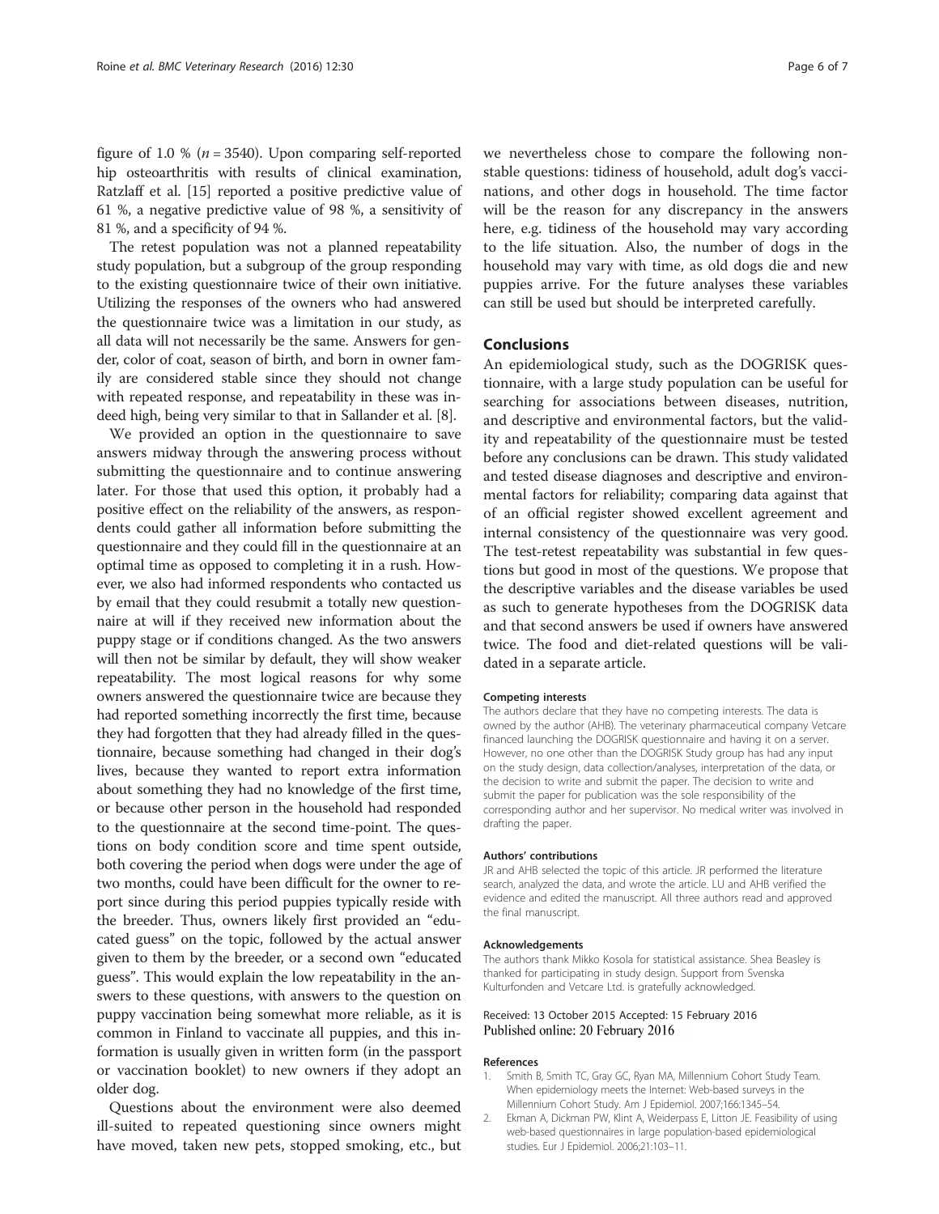figure of 1.0 % ($n = 3540$). Upon comparing self-reported hip osteoarthritis with results of clinical examination, Ratzlaff et al. [15] reported a positive predictive value of 61 %, a negative predictive value of 98 %, a sensitivity of 81 %, and a specificity of 94 %.

The retest population was not a planned repeatability study population, but a subgroup of the group responding to the existing questionnaire twice of their own initiative. Utilizing the responses of the owners who had answered the questionnaire twice was a limitation in our study, as all data will not necessarily be the same. Answers for gender, color of coat, season of birth, and born in owner family are considered stable since they should not change with repeated response, and repeatability in these was indeed high, being very similar to that in Sallander et al. [8].

We provided an option in the questionnaire to save answers midway through the answering process without submitting the questionnaire and to continue answering later. For those that used this option, it probably had a positive effect on the reliability of the answers, as respondents could gather all information before submitting the questionnaire and they could fill in the questionnaire at an optimal time as opposed to completing it in a rush. However, we also had informed respondents who contacted us by email that they could resubmit a totally new questionnaire at will if they received new information about the puppy stage or if conditions changed. As the two answers will then not be similar by default, they will show weaker repeatability. The most logical reasons for why some owners answered the questionnaire twice are because they had reported something incorrectly the first time, because they had forgotten that they had already filled in the questionnaire, because something had changed in their dog's lives, because they wanted to report extra information about something they had no knowledge of the first time, or because other person in the household had responded to the questionnaire at the second time-point. The questions on body condition score and time spent outside, both covering the period when dogs were under the age of two months, could have been difficult for the owner to report since during this period puppies typically reside with the breeder. Thus, owners likely first provided an "educated guess" on the topic, followed by the actual answer given to them by the breeder, or a second own "educated guess". This would explain the low repeatability in the answers to these questions, with answers to the question on puppy vaccination being somewhat more reliable, as it is common in Finland to vaccinate all puppies, and this information is usually given in written form (in the passport or vaccination booklet) to new owners if they adopt an older dog.

Questions about the environment were also deemed ill-suited to repeated questioning since owners might have moved, taken new pets, stopped smoking, etc., but we nevertheless chose to compare the following non-stable questions: tidiness of household, adult dog's vaccinations, and other dogs in household. The time factor will be the reason for any discrepancy in the answers here, e.g. tidiness of the household may vary according to the life situation. Also, the number of dogs in the household may vary with time, as old dogs die and new puppies arrive. For the future analyses these variables can still be used but should be interpreted carefully.

## Conclusions

An epidemiological study, such as the DOGRISK questionnaire, with a large study population can be useful for searching for associations between diseases, nutrition, and descriptive and environmental factors, but the validity and repeatability of the questionnaire must be tested before any conclusions can be drawn. This study validated and tested disease diagnoses and descriptive and environmental factors for reliability; comparing data against that of an official register showed excellent agreement and internal consistency of the questionnaire was very good. The test-retest repeatability was substantial in few questions but good in most of the questions. We propose that the descriptive variables and the disease variables be used as such to generate hypotheses from the DOGRISK data and that second answers be used if owners have answered twice. The food and diet-related questions will be validated in a separate article.

#### Competing interests

The authors declare that they have no competing interests. The data is owned by the author (AHB). The veterinary pharmaceutical company Vetcare financed launching the DOGRISK questionnaire and having it on a server. However, no one other than the DOGRISK Study group has had any input on the study design, data collection/analyses, interpretation of the data, or the decision to write and submit the paper. The decision to write and submit the paper for publication was the sole responsibility of the corresponding author and her supervisor. No medical writer was involved in drafting the paper.

#### Authors' contributions

JR and AHB selected the topic of this article. JR performed the literature search, analyzed the data, and wrote the article. LU and AHB verified the evidence and edited the manuscript. All three authors read and approved the final manuscript.

#### Acknowledgements

The authors thank Mikko Kosola for statistical assistance. Shea Beasley is thanked for participating in study design. Support from Svenska Kulturfonden and Vetcare Ltd. is gratefully acknowledged.

Received: 13 October 2015 Accepted: 15 February 2016
Published online: 20 February 2016

#### References

1. Smith B, Smith TC, Gray GC, Ryan MA, Millennium Cohort Study Team. When epidemiology meets the Internet: Web-based surveys in the Millennium Cohort Study. Am J Epidemiol. 2007;166:1345–54.
2. Ekman A, Dickman PW, Klint A, Weiderpass E, Litton JE. Feasibility of using web-based questionnaires in large population-based epidemiological studies. Eur J Epidemiol. 2006;21:103–11.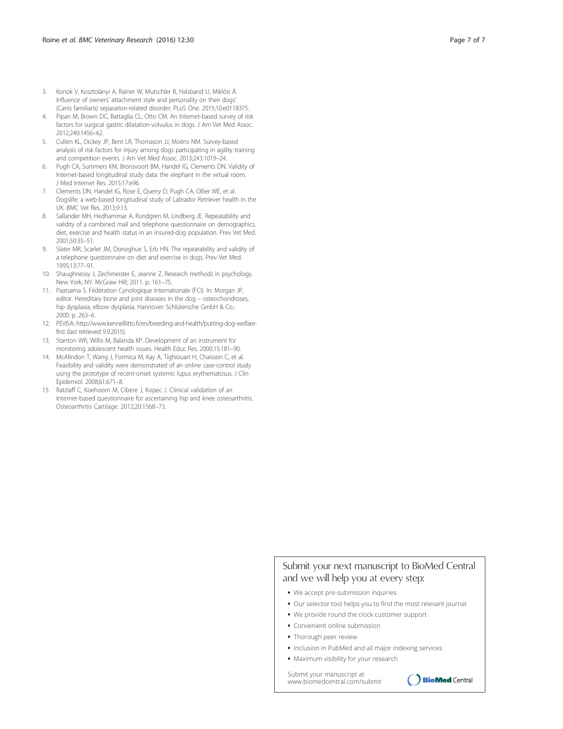3. Konok V, Kosztolányi A, Rainer W, Mutschler B, Halsband U, Miklósi Á. Influence of owners' attachment style and personality on their dogs' (Canis familiaris) separation-related disorder. PLoS One. 2015;10:e0118375.
4. Pipan M, Brown DC, Battaglia CL, Otto CM. An Internet-based survey of risk factors for surgical gastric dilatation-volvulus in dogs. J Am Vet Med Assoc. 2012;240:1456–62.
5. Cullen KL, Dickey JP, Bent LR, Thomason JJ, Moëns NM. Survey-based analysis of risk factors for injury among dogs participating in agility training and competition events. J Am Vet Med Assoc. 2013;243:1019–24.
6. Pugh CA, Summers KM, Bronsvoort BM, Handel IG, Clements DN. Validity of Internet-based longitudinal study data: the elephant in the virtual room. J Med Internet Res. 2015;17:e96.
7. Clements DN, Handel IG, Rose E, Querry D, Pugh CA, Ollier WE, et al. Dogslife: a web-based longitudinal study of Labrador Retriever health in the UK. BMC Vet Res. 2013;9:13.
8. Sallander MH, Hedhammar A, Rundgren M, Lindberg JE. Repeatability and validity of a combined mail and telephone questionnaire on demographics, diet, exercise and health status in an insured-dog population. Prev Vet Med. 2001;50:35–51.
9. Slater MR, Scarlet JM, Donoghue S, Erb HN. The repeatability and validity of a telephone questionnaire on diet and exercise in dogs. Prev Vet Med. 1995;13:77–91.
10. Shaughnessy J, Zechmeister E, Jeanne Z. Research methods in psychology. New York, NY: McGraw Hill; 2011. p. 161–75.
11. Paatsama S. Fédération Cynologique Internationale (FCI). In: Morgan JP, editor. Hereditary bone and joint diseases in the dog – osteochondroses, hip dysplasia, elbow dysplasia. Hannover: Schlütersche GmbH & Co.; 2000. p. 263–6.
12. PEVISA: http://www.kennelliitto.fi/en/breeding-and-health/putting-dog-welfare-first (last retrieved 9.9.2015).
13. Stanton WR, Willis M, Balanda KP. Development of an instrument for monitoring adolescent health issues. Health Educ Res. 2000;15:181–90.
14. McAlindon T, Wang J, Formica M, Kay A, Tighiouart H, Chaisson C, et al. Feasibility and validity were demonstrated of an online case-control study using the prototype of recent-onset systemic lupus erythematosus. J Clin Epidemiol. 2008;61:671–8.
15. Ratzlaff C, Koehoorn M, Cibere J, Kopec J. Clinical validation of an Internet-based questionnaire for ascertaining hip and knee osteoarthritis. Osteoarthritis Cartilage. 2012;20:1568–73.

Submit your next manuscript to BioMed Central and we will help you at every step:

- We accept pre-submission inquiries
- Our selector tool helps you to find the most relevant journal
- We provide round the clock customer support
- Convenient online submission
- Thorough peer review
- Inclusion in PubMed and all major indexing services
- Maximum visibility for your research

Submit your manuscript at www.biomedcentral.com/submit

BioMed Central